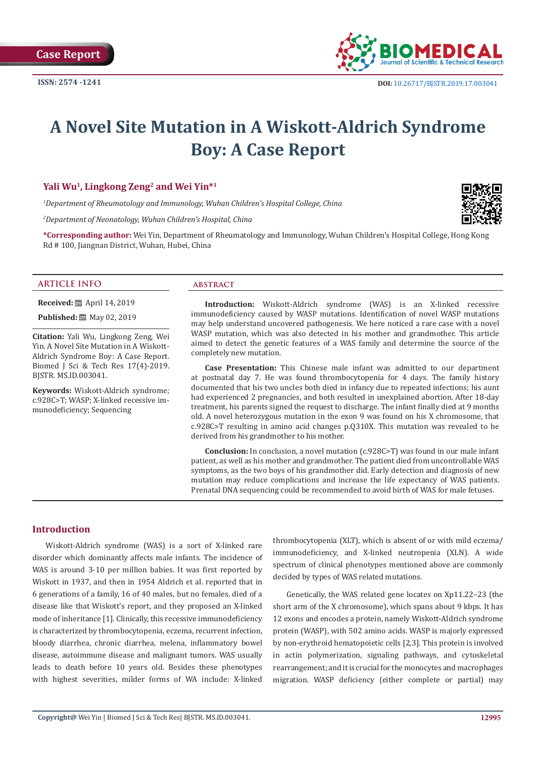Case Report

ISSN: 2574 -1241

DOI: 10.26717/BJSTR.2019.17.003041

# A Novel Site Mutation in A Wiskott-Aldrich Syndrome Boy: A Case Report

**Yali Wu[1], Lingkong Zeng[2] and Wei Yin*[1]**

*[1]Department of Rheumatology and Immunology, Wuhan Children's Hospital College, China*

*[2]Department of Neonatology, Wuhan Children's Hospital, China*

**\*Corresponding author:** Wei Yin, Department of Rheumatology and Immunology, Wuhan Children's Hospital College, Hong Kong Rd # 100, Jiangnan District, Wuhan, Hubei, China

## ARTICLE INFO

**Received:** April 14, 2019

**Published:** May 02, 2019

**Citation:** Yali Wu, Lingkong Zeng, Wei Yin. A Novel Site Mutation in A Wiskott-Aldrich Syndrome Boy: A Case Report. Biomed J Sci & Tech Res 17(4)-2019. BJSTR. MS.ID.003041.

**Keywords:** Wiskott-Aldrich syndrome; c.928C>T; WASP; X-linked recessive immunodeficiency; Sequencing

## ABSTRACT

**Introduction:** Wiskott-Aldrich syndrome (WAS) is an X-linked recessive immunodeficiency caused by WASP mutations. Identification of novel WASP mutations may help understand uncovered pathogenesis. We here noticed a rare case with a novel WASP mutation, which was also detected in his mother and grandmother. This article aimed to detect the genetic features of a WAS family and determine the source of the completely new mutation.

**Case Presentation:** This Chinese male infant was admitted to our department at postnatal day 7. He was found thrombocytopenia for 4 days. The family history documented that his two uncles both died in infancy due to repeated infections; his aunt had experienced 2 pregnancies, and both resulted in unexplained abortion. After 18-day treatment, his parents signed the request to discharge. The infant finally died at 9 months old. A novel heterozygous mutation in the exon 9 was found on his X chromosome, that c.928C>T resulting in amino acid changes p.Q310X. This mutation was revealed to be derived from his grandmother to his mother.

**Conclusion:** In conclusion, a novel mutation (c.928C>T) was found in our male infant patient, as well as his mother and grandmother. The patient died from uncontrollable WAS symptoms, as the two boys of his grandmother did. Early detection and diagnosis of new mutation may reduce complications and increase the life expectancy of WAS patients. Prenatal DNA sequencing could be recommended to avoid birth of WAS for male fetuses.

## Introduction

Wiskott-Aldrich syndrome (WAS) is a sort of X-linked rare disorder which dominantly affects male infants. The incidence of WAS is around 3-10 per million babies. It was first reported by Wiskott in 1937, and then in 1954 Aldrich et al. reported that in 6 generations of a family, 16 of 40 males, but no females, died of a disease like that Wiskott's report, and they proposed an X-linked mode of inheritance [1]. Clinically, this recessive immunodeficiency is characterized by thrombocytopenia, eczema, recurrent infection, bloody diarrhea, chronic diarrhea, melena, inflammatory bowel disease, autoimmune disease and malignant tumors. WAS usually leads to death before 10 years old. Besides these phenotypes with highest severities, milder forms of WA include: X-linked thrombocytopenia (XLT), which is absent of or with mild eczema/ immunodeficiency, and X-linked neutropenia (XLN). A wide spectrum of clinical phenotypes mentioned above are commonly decided by types of WAS related mutations.

Genetically, the WAS related gene locates on Xp11.22–23 (the short arm of the X chromosome), which spans about 9 kbps. It has 12 exons and encodes a protein, namely Wiskott-Aldrich syndrome protein (WASP), with 502 amino acids. WASP is majorly expressed by non-erythroid hematopoietic cells [2,3]. This protein is involved in actin polymerization, signaling pathways, and cytoskeletal rearrangement; and it is crucial for the monocytes and macrophages migration. WASP deficiency (either complete or partial) may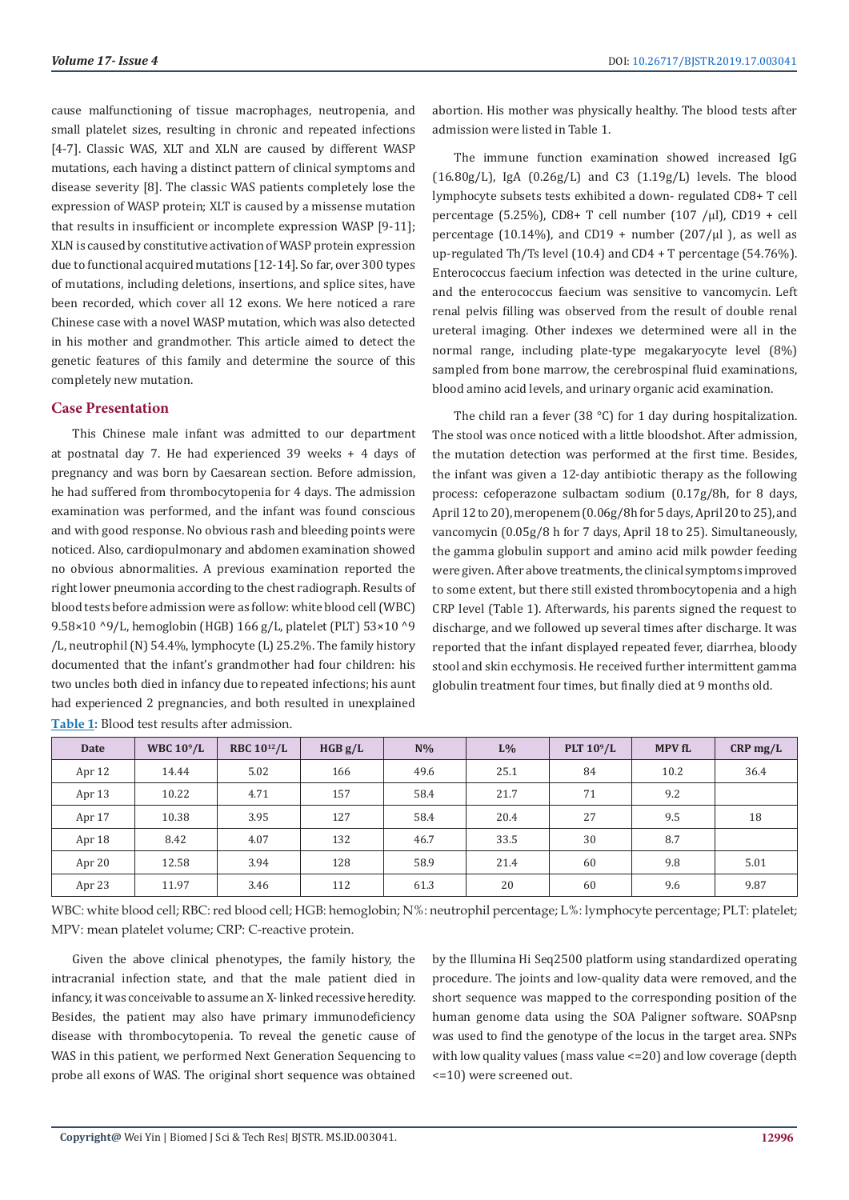cause malfunctioning of tissue macrophages, neutropenia, and small platelet sizes, resulting in chronic and repeated infections [4-7]. Classic WAS, XLT and XLN are caused by different WASP mutations, each having a distinct pattern of clinical symptoms and disease severity [8]. The classic WAS patients completely lose the expression of WASP protein; XLT is caused by a missense mutation that results in insufficient or incomplete expression WASP [9-11]; XLN is caused by constitutive activation of WASP protein expression due to functional acquired mutations [12-14]. So far, over 300 types of mutations, including deletions, insertions, and splice sites, have been recorded, which cover all 12 exons. We here noticed a rare Chinese case with a novel WASP mutation, which was also detected in his mother and grandmother. This article aimed to detect the genetic features of this family and determine the source of this completely new mutation.

## Case Presentation

This Chinese male infant was admitted to our department at postnatal day 7. He had experienced 39 weeks + 4 days of pregnancy and was born by Caesarean section. Before admission, he had suffered from thrombocytopenia for 4 days. The admission examination was performed, and the infant was found conscious and with good response. No obvious rash and bleeding points were noticed. Also, cardiopulmonary and abdomen examination showed no obvious abnormalities. A previous examination reported the right lower pneumonia according to the chest radiograph. Results of blood tests before admission were as follow: white blood cell (WBC) 9.58×10 ^9/L, hemoglobin (HGB) 166 g/L, platelet (PLT) 53×10 ^9 /L, neutrophil (N) 54.4%, lymphocyte (L) 25.2%. The family history documented that the infant's grandmother had four children: his two uncles both died in infancy due to repeated infections; his aunt had experienced 2 pregnancies, and both resulted in unexplained abortion. His mother was physically healthy. The blood tests after admission were listed in Table 1.

The immune function examination showed increased IgG (16.80g/L), IgA (0.26g/L) and C3 (1.19g/L) levels. The blood lymphocyte subsets tests exhibited a down- regulated CD8+ T cell percentage (5.25%), CD8+ T cell number (107 /μl), CD19 + cell percentage (10.14%), and CD19 + number (207/μl ), as well as up-regulated Th/Ts level (10.4) and CD4 + T percentage (54.76%). Enterococcus faecium infection was detected in the urine culture, and the enterococcus faecium was sensitive to vancomycin. Left renal pelvis filling was observed from the result of double renal ureteral imaging. Other indexes we determined were all in the normal range, including plate-type megakaryocyte level (8%) sampled from bone marrow, the cerebrospinal fluid examinations, blood amino acid levels, and urinary organic acid examination.

The child ran a fever (38 °C) for 1 day during hospitalization. The stool was once noticed with a little bloodshot. After admission, the mutation detection was performed at the first time. Besides, the infant was given a 12-day antibiotic therapy as the following process: cefoperazone sulbactam sodium (0.17g/8h, for 8 days, April 12 to 20), meropenem (0.06g/8h for 5 days, April 20 to 25), and vancomycin (0.05g/8 h for 7 days, April 18 to 25). Simultaneously, the gamma globulin support and amino acid milk powder feeding were given. After above treatments, the clinical symptoms improved to some extent, but there still existed thrombocytopenia and a high CRP level (Table 1). Afterwards, his parents signed the request to discharge, and we followed up several times after discharge. It was reported that the infant displayed repeated fever, diarrhea, bloody stool and skin ecchymosis. He received further intermittent gamma globulin treatment four times, but finally died at 9 months old.

**Table 1**: Blood test results after admission.

| Date | WBC $10^9$/L | RBC $10^{12}$/L | HGB g/L | N% | L% | PLT $10^9$/L | MPV fL | CRP mg/L |
|---|---|---|---|---|---|---|---|---|
| Apr 12 | 14.44 | 5.02 | 166 | 49.6 | 25.1 | 84 | 10.2 | 36.4 |
| Apr 13 | 10.22 | 4.71 | 157 | 58.4 | 21.7 | 71 | 9.2 | |
| Apr 17 | 10.38 | 3.95 | 127 | 58.4 | 20.4 | 27 | 9.5 | 18 |
| Apr 18 | 8.42 | 4.07 | 132 | 46.7 | 33.5 | 30 | 8.7 | |
| Apr 20 | 12.58 | 3.94 | 128 | 58.9 | 21.4 | 60 | 9.8 | 5.01 |
| Apr 23 | 11.97 | 3.46 | 112 | 61.3 | 20 | 60 | 9.6 | 9.87 |

WBC: white blood cell; RBC: red blood cell; HGB: hemoglobin; N%: neutrophil percentage; L%: lymphocyte percentage; PLT: platelet; MPV: mean platelet volume; CRP: C-reactive protein.

Given the above clinical phenotypes, the family history, the intracranial infection state, and that the male patient died in infancy, it was conceivable to assume an X- linked recessive heredity. Besides, the patient may also have primary immunodeficiency disease with thrombocytopenia. To reveal the genetic cause of WAS in this patient, we performed Next Generation Sequencing to probe all exons of WAS. The original short sequence was obtained by the Illumina Hi Seq2500 platform using standardized operating procedure. The joints and low-quality data were removed, and the short sequence was mapped to the corresponding position of the human genome data using the SOA Paligner software. SOAPsnp was used to find the genotype of the locus in the target area. SNPs with low quality values (mass value <=20) and low coverage (depth <=10) were screened out.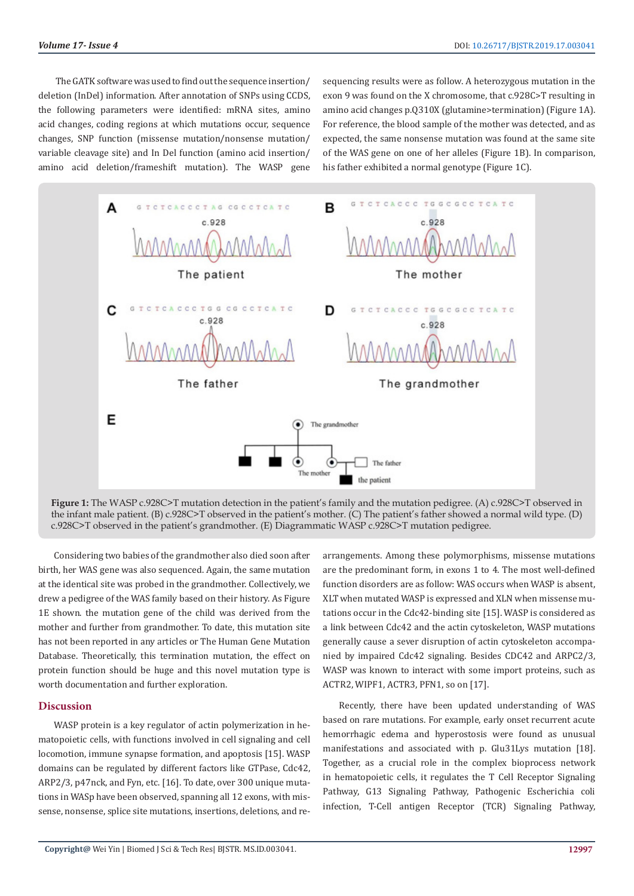The GATK software was used to find out the sequence insertion/deletion (InDel) information. After annotation of SNPs using CCDS, the following parameters were identified: mRNA sites, amino acid changes, coding regions at which mutations occur, sequence changes, SNP function (missense mutation/nonsense mutation/variable cleavage site) and In Del function (amino acid insertion/amino acid deletion/frameshift mutation). The WASP gene sequencing results were as follow. A heterozygous mutation in the exon 9 was found on the X chromosome, that c.928C>T resulting in amino acid changes p.Q310X (glutamine>termination) (Figure 1A). For reference, the blood sample of the mother was detected, and as expected, the same nonsense mutation was found at the same site of the WAS gene on one of her alleles (Figure 1B). In comparison, his father exhibited a normal genotype (Figure 1C).

**Figure 1:** The WASP c.928C>T mutation detection in the patient's family and the mutation pedigree. (A) c.928C>T observed in the infant male patient. (B) c.928C>T observed in the patient's mother. (C) The patient's father showed a normal wild type. (D) c.928C>T observed in the patient's grandmother. (E) Diagrammatic WASP c.928C>T mutation pedigree.

Considering two babies of the grandmother also died soon after birth, her WAS gene was also sequenced. Again, the same mutation at the identical site was probed in the grandmother. Collectively, we drew a pedigree of the WAS family based on their history. As Figure 1E shown. the mutation gene of the child was derived from the mother and further from grandmother. To date, this mutation site has not been reported in any articles or The Human Gene Mutation Database. Theoretically, this termination mutation, the effect on protein function should be huge and this novel mutation type is worth documentation and further exploration.

## Discussion

WASP protein is a key regulator of actin polymerization in hematopoietic cells, with functions involved in cell signaling and cell locomotion, immune synapse formation, and apoptosis [15]. WASP domains can be regulated by different factors like GTPase, Cdc42, ARP2/3, p47nck, and Fyn, etc. [16]. To date, over 300 unique mutations in WASp have been observed, spanning all 12 exons, with missense, nonsense, splice site mutations, insertions, deletions, and rearrangements. Among these polymorphisms, missense mutations are the predominant form, in exons 1 to 4. The most well-defined function disorders are as follow: WAS occurs when WASP is absent, XLT when mutated WASP is expressed and XLN when missense mutations occur in the Cdc42-binding site [15]. WASP is considered as a link between Cdc42 and the actin cytoskeleton, WASP mutations generally cause a sever disruption of actin cytoskeleton accompanied by impaired Cdc42 signaling. Besides CDC42 and ARPC2/3, WASP was known to interact with some import proteins, such as ACTR2, WIPF1, ACTR3, PFN1, so on [17].

Recently, there have been updated understanding of WAS based on rare mutations. For example, early onset recurrent acute hemorrhagic edema and hyperostosis were found as unusual manifestations and associated with p. Glu31Lys mutation [18]. Together, as a crucial role in the complex bioprocess network in hematopoietic cells, it regulates the T Cell Receptor Signaling Pathway, G13 Signaling Pathway, Pathogenic Escherichia coli infection, T-Cell antigen Receptor (TCR) Signaling Pathway,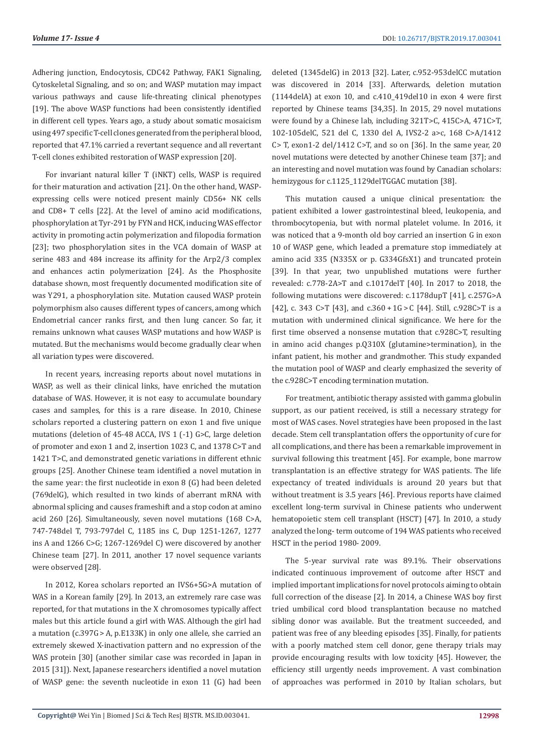Adhering junction, Endocytosis, CDC42 Pathway, FAK1 Signaling, Cytoskeletal Signaling, and so on; and WASP mutation may impact various pathways and cause life-threating clinical phenotypes [19]. The above WASP functions had been consistently identified in different cell types. Years ago, a study about somatic mosaicism using 497 specific T-cell clones generated from the peripheral blood, reported that 47.1% carried a revertant sequence and all revertant T-cell clones exhibited restoration of WASP expression [20].

For invariant natural killer T (iNKT) cells, WASP is required for their maturation and activation [21]. On the other hand, WASP-expressing cells were noticed present mainly CD56+ NK cells and CD8+ T cells [22]. At the level of amino acid modifications, phosphorylation at Tyr-291 by FYN and HCK, inducing WAS effector activity in promoting actin polymerization and filopodia formation [23]; two phosphorylation sites in the VCA domain of WASP at serine 483 and 484 increase its affinity for the Arp2/3 complex and enhances actin polymerization [24]. As the Phosphosite database shown, most frequently documented modification site of was Y291, a phosphorylation site. Mutation caused WASP protein polymorphism also causes different types of cancers, among which Endometrial cancer ranks first, and then lung cancer. So far, it remains unknown what causes WASP mutations and how WASP is mutated. But the mechanisms would become gradually clear when all variation types were discovered.

In recent years, increasing reports about novel mutations in WASP, as well as their clinical links, have enriched the mutation database of WAS. However, it is not easy to accumulate boundary cases and samples, for this is a rare disease. In 2010, Chinese scholars reported a clustering pattern on exon 1 and five unique mutations (deletion of 45-48 ACCA, IVS 1 (-1) G>C, large deletion of promoter and exon 1 and 2, insertion 1023 C, and 1378 C>T and 1421 T>C, and demonstrated genetic variations in different ethnic groups [25]. Another Chinese team identified a novel mutation in the same year: the first nucleotide in exon 8 (G) had been deleted (769delG), which resulted in two kinds of aberrant mRNA with abnormal splicing and causes frameshift and a stop codon at amino acid 260 [26]. Simultaneously, seven novel mutations (168 C>A, 747-748del T, 793-797del C, 1185 ins C, Dup 1251-1267, 1277 ins A and 1266 C>G; 1267-1269del C) were discovered by another Chinese team [27]. In 2011, another 17 novel sequence variants were observed [28].

In 2012, Korea scholars reported an IVS6+5G>A mutation of WAS in a Korean family [29]. In 2013, an extremely rare case was reported, for that mutations in the X chromosomes typically affect males but this article found a girl with WAS. Although the girl had a mutation (c.397G > A, p.E133K) in only one allele, she carried an extremely skewed X-inactivation pattern and no expression of the WAS protein [30] (another similar case was recorded in Japan in 2015 [31]). Next, Japanese researchers identified a novel mutation of WASP gene: the seventh nucleotide in exon 11 (G) had been deleted (1345delG) in 2013 [32]. Later, c.952-953delCC mutation was discovered in 2014 [33]. Afterwards, deletion mutation (1144delA) at exon 10, and c.410_419del10 in exon 4 were first reported by Chinese teams [34,35]. In 2015, 29 novel mutations were found by a Chinese lab, including 321T>C, 415C>A, 471C>T, 102-105delC, 521 del C, 1330 del A, IVS2-2 a>c, 168 C>A/1412 C> T, exon1-2 del/1412 C>T, and so on [36]. In the same year, 20 novel mutations were detected by another Chinese team [37]; and an interesting and novel mutation was found by Canadian scholars: hemizygous for c.1125_1129delTGGAC mutation [38].

This mutation caused a unique clinical presentation: the patient exhibited a lower gastrointestinal bleed, leukopenia, and thrombocytopenia, but with normal platelet volume. In 2016, it was noticed that a 9-month old boy carried an insertion G in exon 10 of WASP gene, which leaded a premature stop immediately at amino acid 335 (N335X or p. G334GfsX1) and truncated protein [39]. In that year, two unpublished mutations were further revealed: c.778-2A>T and c.1017delT [40]. In 2017 to 2018, the following mutations were discovered: c.1178dupT [41], c.257G>A [42], c. 343 C>T [43], and c.360 + 1G > C [44]. Still, c.928C>T is a mutation with undermined clinical significance. We here for the first time observed a nonsense mutation that c.928C>T, resulting in amino acid changes p.Q310X (glutamine>termination), in the infant patient, his mother and grandmother. This study expanded the mutation pool of WASP and clearly emphasized the severity of the c.928C>T encoding termination mutation.

For treatment, antibiotic therapy assisted with gamma globulin support, as our patient received, is still a necessary strategy for most of WAS cases. Novel strategies have been proposed in the last decade. Stem cell transplantation offers the opportunity of cure for all complications, and there has been a remarkable improvement in survival following this treatment [45]. For example, bone marrow transplantation is an effective strategy for WAS patients. The life expectancy of treated individuals is around 20 years but that without treatment is 3.5 years [46]. Previous reports have claimed excellent long-term survival in Chinese patients who underwent hematopoietic stem cell transplant (HSCT) [47]. In 2010, a study analyzed the long- term outcome of 194 WAS patients who received HSCT in the period 1980- 2009.

The 5-year survival rate was 89.1%. Their observations indicated continuous improvement of outcome after HSCT and implied important implications for novel protocols aiming to obtain full correction of the disease [2]. In 2014, a Chinese WAS boy first tried umbilical cord blood transplantation because no matched sibling donor was available. But the treatment succeeded, and patient was free of any bleeding episodes [35]. Finally, for patients with a poorly matched stem cell donor, gene therapy trials may provide encouraging results with low toxicity [45]. However, the efficiency still urgently needs improvement. A vast combination of approaches was performed in 2010 by Italian scholars, but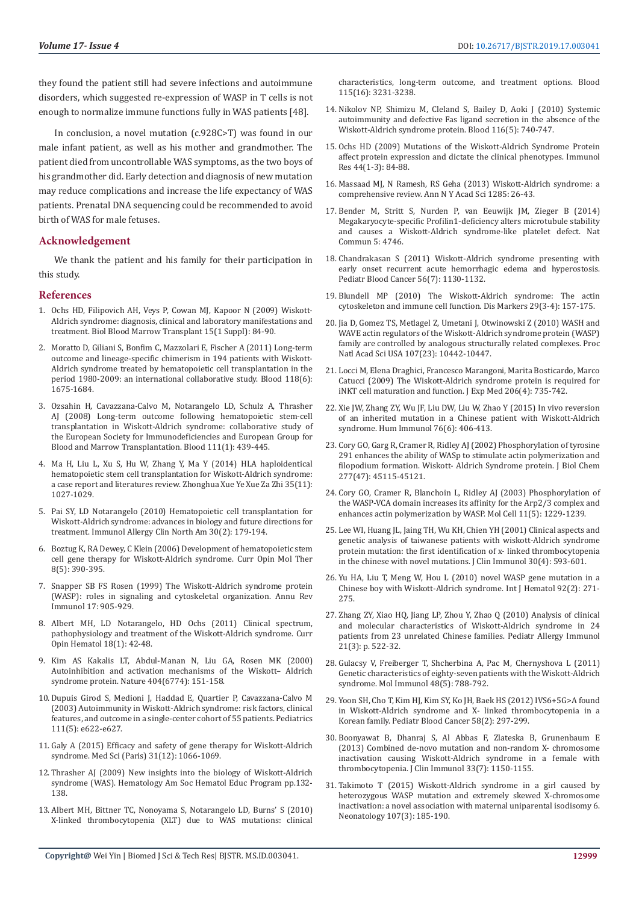they found the patient still had severe infections and autoimmune disorders, which suggested re-expression of WASP in T cells is not enough to normalize immune functions fully in WAS patients [48].

In conclusion, a novel mutation (c.928C>T) was found in our male infant patient, as well as his mother and grandmother. The patient died from uncontrollable WAS symptoms, as the two boys of his grandmother did. Early detection and diagnosis of new mutation may reduce complications and increase the life expectancy of WAS patients. Prenatal DNA sequencing could be recommended to avoid birth of WAS for male fetuses.

## Acknowledgement

We thank the patient and his family for their participation in this study.

## References

1. Ochs HD, Filipovich AH, Veys P, Cowan MJ, Kapoor N (2009) Wiskott-Aldrich syndrome: diagnosis, clinical and laboratory manifestations and treatment. Biol Blood Marrow Transplant 15(1 Suppl): 84-90.
2. Moratto D, Giliani S, Bonfim C, Mazzolari E, Fischer A (2011) Long-term outcome and lineage-specific chimerism in 194 patients with Wiskott-Aldrich syndrome treated by hematopoietic cell transplantation in the period 1980-2009: an international collaborative study. Blood 118(6): 1675-1684.
3. Ozsahin H, Cavazzana-Calvo M, Notarangelo LD, Schulz A, Thrasher AJ (2008) Long-term outcome following hematopoietic stem-cell transplantation in Wiskott-Aldrich syndrome: collaborative study of the European Society for Immunodeficiencies and European Group for Blood and Marrow Transplantation. Blood 111(1): 439-445.
4. Ma H, Liu L, Xu S, Hu W, Zhang Y, Ma Y (2014) HLA haploidentical hematopoietic stem cell transplantation for Wiskott-Aldrich syndrome: a case report and literatures review. Zhonghua Xue Ye Xue Za Zhi 35(11): 1027-1029.
5. Pai SY, LD Notarangelo (2010) Hematopoietic cell transplantation for Wiskott-Aldrich syndrome: advances in biology and future directions for treatment. Immunol Allergy Clin North Am 30(2): 179-194.
6. Boztug K, RA Dewey, C Klein (2006) Development of hematopoietic stem cell gene therapy for Wiskott-Aldrich syndrome. Curr Opin Mol Ther 8(5): 390-395.
7. Snapper SB FS Rosen (1999) The Wiskott-Aldrich syndrome protein (WASP): roles in signaling and cytoskeletal organization. Annu Rev Immunol 17: 905-929.
8. Albert MH, LD Notarangelo, HD Ochs (2011) Clinical spectrum, pathophysiology and treatment of the Wiskott-Aldrich syndrome. Curr Opin Hematol 18(1): 42-48.
9. Kim AS Kakalis LT, Abdul-Manan N, Liu GA, Rosen MK (2000) Autoinhibition and activation mechanisms of the Wiskott– Aldrich syndrome protein. Nature 404(6774): 151-158.
10. Dupuis Girod S, Medioni J, Haddad E, Quartier P, Cavazzana-Calvo M (2003) Autoimmunity in Wiskott-Aldrich syndrome: risk factors, clinical features, and outcome in a single-center cohort of 55 patients. Pediatrics 111(5): e622-e627.
11. Galy A (2015) Efficacy and safety of gene therapy for Wiskott-Aldrich syndrome. Med Sci (Paris) 31(12): 1066-1069.
12. Thrasher AJ (2009) New insights into the biology of Wiskott-Aldrich syndrome (WAS). Hematology Am Soc Hematol Educ Program pp.132-138.
13. Albert MH, Bittner TC, Nonoyama S, Notarangelo LD, Burns' S (2010) X-linked thrombocytopenia (XLT) due to WAS mutations: clinical characteristics, long-term outcome, and treatment options. Blood 115(16): 3231-3238.
14. Nikolov NP, Shimizu M, Cleland S, Bailey D, Aoki J (2010) Systemic autoimmunity and defective Fas ligand secretion in the absence of the Wiskott-Aldrich syndrome protein. Blood 116(5): 740-747.
15. Ochs HD (2009) Mutations of the Wiskott-Aldrich Syndrome Protein affect protein expression and dictate the clinical phenotypes. Immunol Res 44(1-3): 84-88.
16. Massaad MJ, N Ramesh, RS Geha (2013) Wiskott-Aldrich syndrome: a comprehensive review. Ann N Y Acad Sci 1285: 26-43.
17. Bender M, Stritt S, Nurden P, van Eeuwijk JM, Zieger B (2014) Megakaryocyte-specific Profilin1-deficiency alters microtubule stability and causes a Wiskott-Aldrich syndrome-like platelet defect. Nat Commun 5: 4746.
18. Chandrakasan S (2011) Wiskott-Aldrich syndrome presenting with early onset recurrent acute hemorrhagic edema and hyperostosis. Pediatr Blood Cancer 56(7): 1130-1132.
19. Blundell MP (2010) The Wiskott-Aldrich syndrome: The actin cytoskeleton and immune cell function. Dis Markers 29(3-4): 157-175.
20. Jia D, Gomez TS, Metlagel Z, Umetani J, Otwinowski Z (2010) WASH and WAVE actin regulators of the Wiskott-Aldrich syndrome protein (WASP) family are controlled by analogous structurally related complexes. Proc Natl Acad Sci USA 107(23): 10442-10447.
21. Locci M, Elena Draghici, Francesco Marangoni, Marita Bosticardo, Marco Catucci (2009) The Wiskott-Aldrich syndrome protein is required for iNKT cell maturation and function. J Exp Med 206(4): 735-742.
22. Xie JW, Zhang ZY, Wu JF, Liu DW, Liu W, Zhao Y (2015) In vivo reversion of an inherited mutation in a Chinese patient with Wiskott-Aldrich syndrome. Hum Immunol 76(6): 406-413.
23. Cory GO, Garg R, Cramer R, Ridley AJ (2002) Phosphorylation of tyrosine 291 enhances the ability of WASp to stimulate actin polymerization and filopodium formation. Wiskott- Aldrich Syndrome protein. J Biol Chem 277(47): 45115-45121.
24. Cory GO, Cramer R, Blanchoin L, Ridley AJ (2003) Phosphorylation of the WASP-VCA domain increases its affinity for the Arp2/3 complex and enhances actin polymerization by WASP. Mol Cell 11(5): 1229-1239.
25. Lee WI, Huang JL, Jaing TH, Wu KH, Chien YH (2001) Clinical aspects and genetic analysis of taiwanese patients with wiskott-Aldrich syndrome protein mutation: the first identification of x- linked thrombocytopenia in the chinese with novel mutations. J Clin Immunol 30(4): 593-601.
26. Yu HA, Liu T, Meng W, Hou L (2010) novel WASP gene mutation in a Chinese boy with Wiskott-Aldrich syndrome. Int J Hematol 92(2): 271-275.
27. Zhang ZY, Xiao HQ, Jiang LP, Zhou Y, Zhao Q (2010) Analysis of clinical and molecular characteristics of Wiskott-Aldrich syndrome in 24 patients from 23 unrelated Chinese families. Pediatr Allergy Immunol 21(3): p. 522-32.
28. Gulacsy V, Freiberger T, Shcherbina A, Pac M, Chernyshova L (2011) Genetic characteristics of eighty-seven patients with the Wiskott-Aldrich syndrome. Mol Immunol 48(5): 788-792.
29. Yoon SH, Cho T, Kim HJ, Kim SY, Ko JH, Baek HS (2012) IVS6+5G>A found in Wiskott-Aldrich syndrome and X- linked thrombocytopenia in a Korean family. Pediatr Blood Cancer 58(2): 297-299.
30. Boonyawat B, Dhanraj S, Al Abbas F, Zlateska B, Grunenbaum E (2013) Combined de-novo mutation and non-random X- chromosome inactivation causing Wiskott-Aldrich syndrome in a female with thrombocytopenia. J Clin Immunol 33(7): 1150-1155.
31. Takimoto T (2015) Wiskott-Aldrich syndrome in a girl caused by heterozygous WASP mutation and extremely skewed X-chromosome inactivation: a novel association with maternal uniparental isodisomy 6. Neonatology 107(3): 185-190.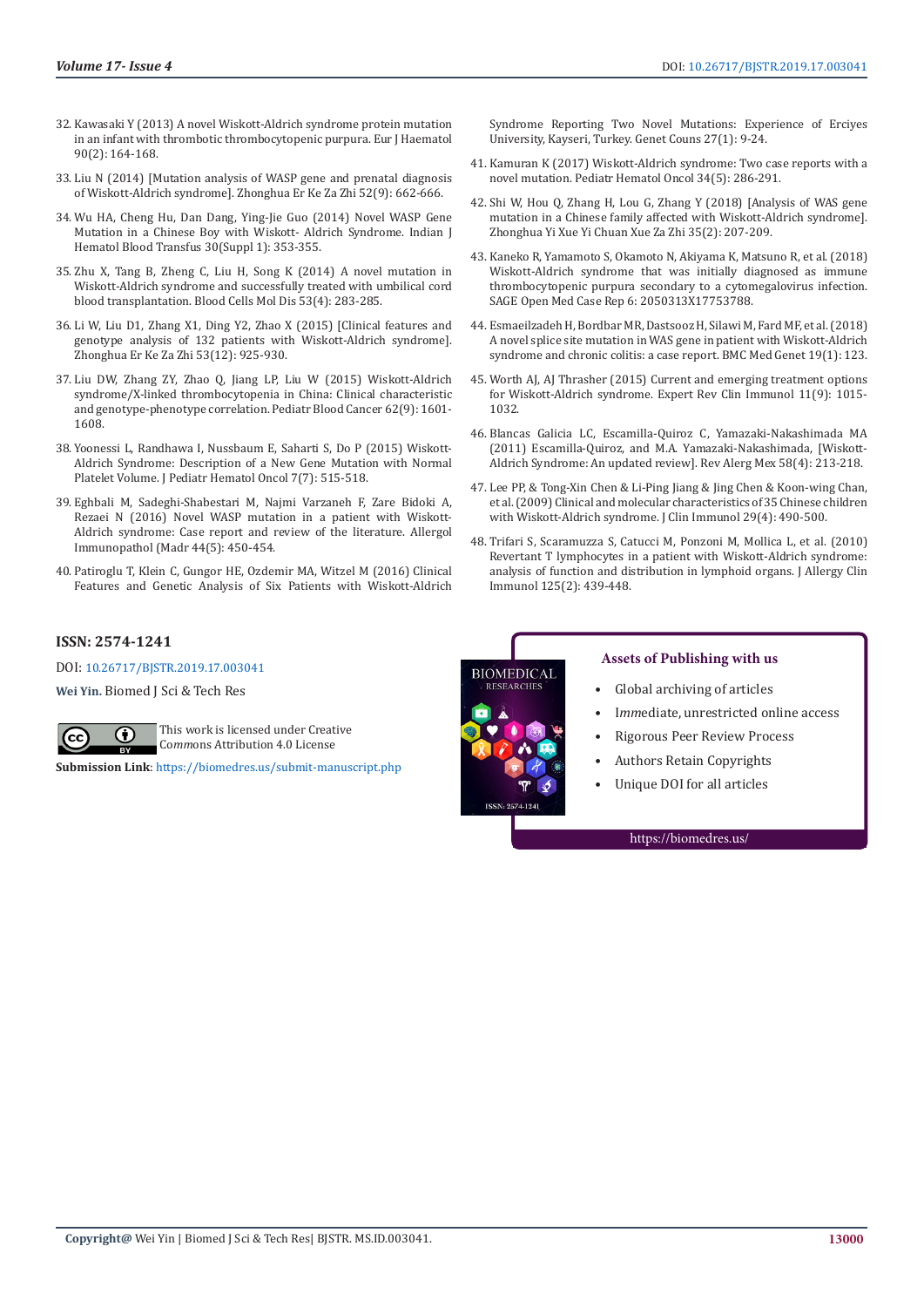32. Kawasaki Y (2013) A novel Wiskott-Aldrich syndrome protein mutation in an infant with thrombotic thrombocytopenic purpura. Eur J Haematol 90(2): 164-168.
33. Liu N (2014) [Mutation analysis of WASP gene and prenatal diagnosis of Wiskott-Aldrich syndrome]. Zhonghua Er Ke Za Zhi 52(9): 662-666.
34. Wu HA, Cheng Hu, Dan Dang, Ying-Jie Guo (2014) Novel WASP Gene Mutation in a Chinese Boy with Wiskott- Aldrich Syndrome. Indian J Hematol Blood Transfus 30(Suppl 1): 353-355.
35. Zhu X, Tang B, Zheng C, Liu H, Song K (2014) A novel mutation in Wiskott-Aldrich syndrome and successfully treated with umbilical cord blood transplantation. Blood Cells Mol Dis 53(4): 283-285.
36. Li W, Liu D1, Zhang X1, Ding Y2, Zhao X (2015) [Clinical features and genotype analysis of 132 patients with Wiskott-Aldrich syndrome]. Zhonghua Er Ke Za Zhi 53(12): 925-930.
37. Liu DW, Zhang ZY, Zhao Q, Jiang LP, Liu W (2015) Wiskott-Aldrich syndrome/X-linked thrombocytopenia in China: Clinical characteristic and genotype-phenotype correlation. Pediatr Blood Cancer 62(9): 1601-1608.
38. Yoonessi L, Randhawa I, Nussbaum E, Saharti S, Do P (2015) Wiskott-Aldrich Syndrome: Description of a New Gene Mutation with Normal Platelet Volume. J Pediatr Hematol Oncol 7(7): 515-518.
39. Eghbali M, Sadeghi-Shabestari M, Najmi Varzaneh F, Zare Bidoki A, Rezaei N (2016) Novel WASP mutation in a patient with Wiskott-Aldrich syndrome: Case report and review of the literature. Allergol Immunopathol (Madr 44(5): 450-454.
40. Patiroglu T, Klein C, Gungor HE, Ozdemir MA, Witzel M (2016) Clinical Features and Genetic Analysis of Six Patients with Wiskott-Aldrich Syndrome Reporting Two Novel Mutations: Experience of Erciyes University, Kayseri, Turkey. Genet Couns 27(1): 9-24.
41. Kamuran K (2017) Wiskott-Aldrich syndrome: Two case reports with a novel mutation. Pediatr Hematol Oncol 34(5): 286-291.
42. Shi W, Hou Q, Zhang H, Lou G, Zhang Y (2018) [Analysis of WAS gene mutation in a Chinese family affected with Wiskott-Aldrich syndrome]. Zhonghua Yi Xue Yi Chuan Xue Za Zhi 35(2): 207-209.
43. Kaneko R, Yamamoto S, Okamoto N, Akiyama K, Matsuno R, et al. (2018) Wiskott-Aldrich syndrome that was initially diagnosed as immune thrombocytopenic purpura secondary to a cytomegalovirus infection. SAGE Open Med Case Rep 6: 2050313X17753788.
44. Esmaeilzadeh H, Bordbar MR, Dastsooz H, Silawi M, Fard MF, et al. (2018) A novel splice site mutation in WAS gene in patient with Wiskott-Aldrich syndrome and chronic colitis: a case report. BMC Med Genet 19(1): 123.
45. Worth AJ, AJ Thrasher (2015) Current and emerging treatment options for Wiskott-Aldrich syndrome. Expert Rev Clin Immunol 11(9): 1015-1032.
46. Blancas Galicia LC, Escamilla-Quiroz C, Yamazaki-Nakashimada MA (2011) Escamilla-Quiroz, and M.A. Yamazaki-Nakashimada, [Wiskott-Aldrich Syndrome: An updated review]. Rev Alerg Mex 58(4): 213-218.
47. Lee PP, & Tong-Xin Chen & Li-Ping Jiang & Jing Chen & Koon-wing Chan, et al. (2009) Clinical and molecular characteristics of 35 Chinese children with Wiskott-Aldrich syndrome. J Clin Immunol 29(4): 490-500.
48. Trifari S, Scaramuzza S, Catucci M, Ponzoni M, Mollica L, et al. (2010) Revertant T lymphocytes in a patient with Wiskott-Aldrich syndrome: analysis of function and distribution in lymphoid organs. J Allergy Clin Immunol 125(2): 439-448.

**ISSN: 2574-1241**

DOI: 10.26717/BJSTR.2019.17.003041

**Wei Yin**. Biomed J Sci & Tech Res

This work is licensed under Creative Commons Attribution 4.0 License

**Submission Link**: https://biomedres.us/submit-manuscript.php

**Assets of Publishing with us**

- Global archiving of articles
- Immediate, unrestricted online access
- Rigorous Peer Review Process
- Authors Retain Copyrights
- Unique DOI for all articles

https://biomedres.us/